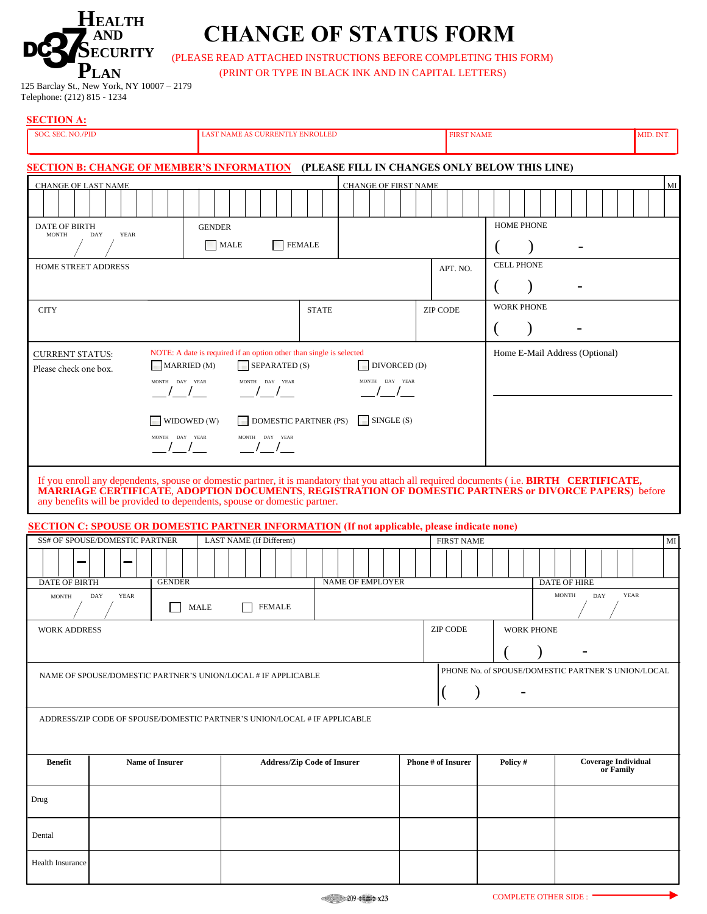**DC37 HEALTH AND SECURITY PLAN**

125 Barclay St., New York, NY 10007 – 2179
Telephone: (212) 815 - 1234

# CHANGE OF STATUS FORM

(PLEASE READ ATTACHED INSTRUCTIONS BEFORE COMPLETING THIS FORM)
(PRINT OR TYPE IN BLACK INK AND IN CAPITAL LETTERS)

## SECTION A:

| SOC. SEC. NO./PID | LAST NAME AS CURRENTLY ENROLLED | FIRST NAME | MID. INT. |
|---|---|---|---|
| | | | |

## SECTION B: CHANGE OF MEMBER'S INFORMATION (PLEASE FILL IN CHANGES ONLY BELOW THIS LINE)

| CHANGE OF LAST NAME | CHANGE OF FIRST NAME | MI |
|---|---|---|
| | | |

| DATE OF BIRTH (MONTH / DAY / YEAR) | GENDER ☐ MALE ☐ FEMALE | | HOME PHONE ( ) - |
|---|---|---|---|

| HOME STREET ADDRESS | APT. NO. | CELL PHONE ( ) - |
|---|---|---|

| CITY | STATE | ZIP CODE | WORK PHONE ( ) - |
|---|---|---|---|

CURRENT STATUS:
Please check one box.

NOTE: A date is required if an option other than single is selected

- ☐ MARRIED (M) MONTH DAY YEAR __/__/__
- ☐ SEPARATED (S) MONTH DAY YEAR __/__/__
- ☐ DIVORCED (D) MONTH DAY YEAR __/__/__
- ☐ WIDOWED (W) MONTH DAY YEAR __/__/__
- ☐ DOMESTIC PARTNER (PS) MONTH DAY YEAR __/__/__
- ☐ SINGLE (S)

Home E-Mail Address (Optional) ________________

If you enroll any dependents, spouse or domestic partner, it is mandatory that you attach all required documents ( i.e. **BIRTH CERTIFICATE, MARRIAGE CERTIFICATE, ADOPTION DOCUMENTS, REGISTRATION OF DOMESTIC PARTNERS or DIVORCE PAPERS**) before any benefits will be provided to dependents, spouse or domestic partner.

## SECTION C: SPOUSE OR DOMESTIC PARTNER INFORMATION (If not applicable, please indicate none)

| SS# OF SPOUSE/DOMESTIC PARTNER | LAST NAME (If Different) | FIRST NAME | MI |
|---|---|---|---|
| ___ – __ – ____ | | | |

| DATE OF BIRTH (MONTH / DAY / YEAR) | GENDER ☐ MALE ☐ FEMALE | NAME OF EMPLOYER | DATE OF HIRE (MONTH / DAY / YEAR) |
|---|---|---|---|

| WORK ADDRESS | ZIP CODE | WORK PHONE ( ) - |
|---|---|---|

| NAME OF SPOUSE/DOMESTIC PARTNER'S UNION/LOCAL # IF APPLICABLE | PHONE No. of SPOUSE/DOMESTIC PARTNER'S UNION/LOCAL ( ) - |
|---|---|

ADDRESS/ZIP CODE OF SPOUSE/DOMESTIC PARTNER'S UNION/LOCAL # IF APPLICABLE

| Benefit | Name of Insurer | Address/Zip Code of Insurer | Phone # of Insurer | Policy # | Coverage Individual or Family |
|---|---|---|---|---|---|
| Drug | | | | | |
| Dental | | | | | |
| Health Insurance | | | | | |

209 x23

COMPLETE OTHER SIDE : →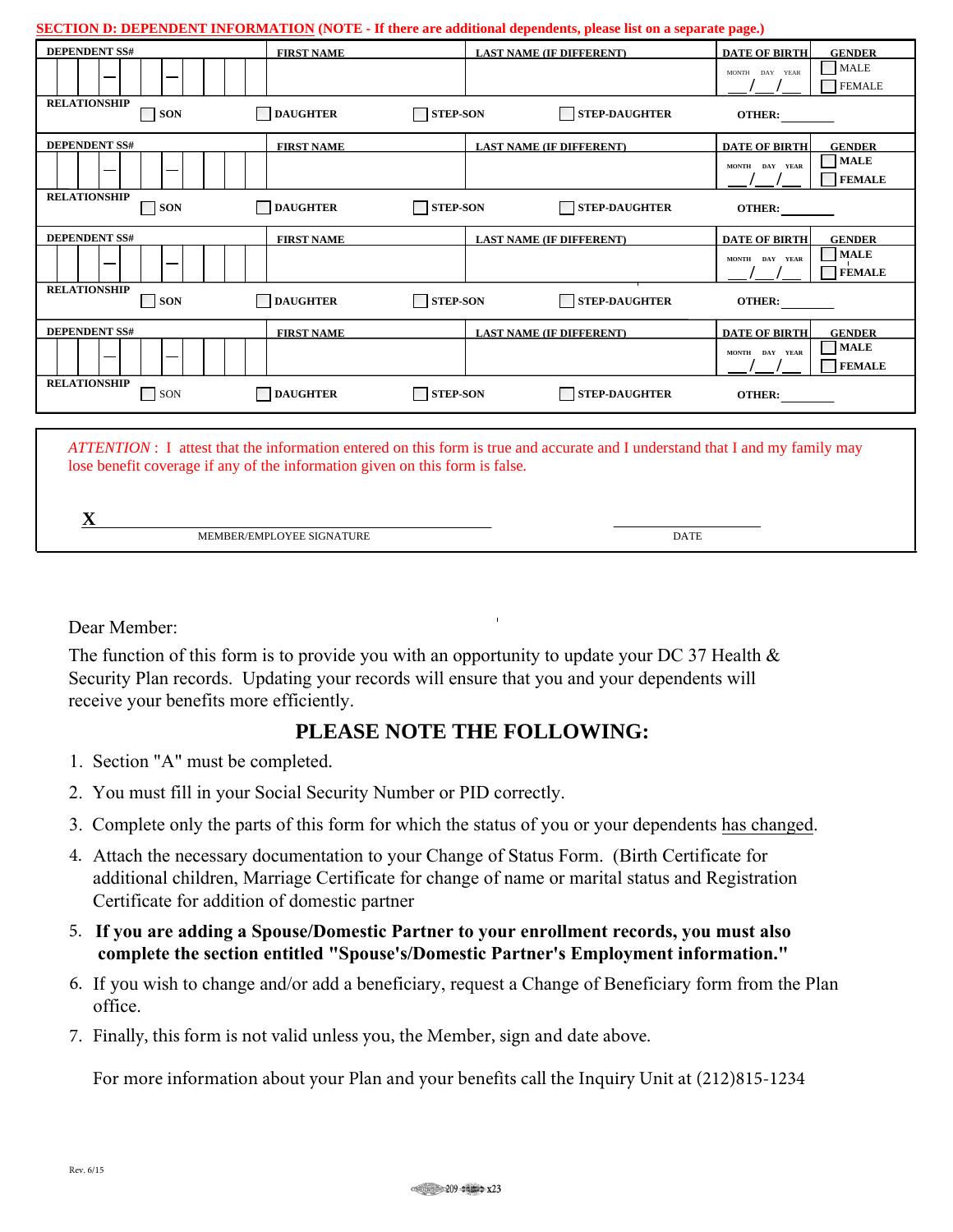**SECTION D: DEPENDENT INFORMATION** (NOTE - If there are additional dependents, please list on a separate page.)

| DEPENDENT SS# | FIRST NAME | LAST NAME (IF DIFFERENT) | DATE OF BIRTH | GENDER |
|---|---|---|---|---|
| ___ — ___ — ___ | | | MONTH DAY YEAR ___/___/___ | ☐ MALE ☐ FEMALE |
| RELATIONSHIP ☐ SON | ☐ DAUGHTER | ☐ STEP-SON | ☐ STEP-DAUGHTER | OTHER: ________ |
| ___ — ___ — ___ | | | MONTH DAY YEAR ___/___/___ | ☐ MALE ☐ FEMALE |
| RELATIONSHIP ☐ SON | ☐ DAUGHTER | ☐ STEP-SON | ☐ STEP-DAUGHTER | OTHER: ________ |
| ___ — ___ — ___ | | | MONTH DAY YEAR ___/___/___ | ☐ MALE ☐ FEMALE |
| RELATIONSHIP ☐ SON | ☐ DAUGHTER | ☐ STEP-SON | ☐ STEP-DAUGHTER | OTHER: ________ |
| ___ — ___ — ___ | | | MONTH DAY YEAR ___/___/___ | ☐ MALE ☐ FEMALE |
| RELATIONSHIP ☐ SON | ☐ DAUGHTER | ☐ STEP-SON | ☐ STEP-DAUGHTER | OTHER: ________ |

*ATTENTION* : I attest that the information entered on this form is true and accurate and I understand that I and my family may lose benefit coverage if any of the information given on this form is false.

X ________________________________ MEMBER/EMPLOYEE SIGNATURE

________________ DATE

Dear Member:

The function of this form is to provide you with an opportunity to update your DC 37 Health & Security Plan records. Updating your records will ensure that you and your dependents will receive your benefits more efficiently.

## PLEASE NOTE THE FOLLOWING:

1. Section "A" must be completed.
2. You must fill in your Social Security Number or PID correctly.
3. Complete only the parts of this form for which the status of you or your dependents has changed.
4. Attach the necessary documentation to your Change of Status Form. (Birth Certificate for additional children, Marriage Certificate for change of name or marital status and Registration Certificate for addition of domestic partner
5. **If you are adding a Spouse/Domestic Partner to your enrollment records, you must also complete the section entitled "Spouse's/Domestic Partner's Employment information."**
6. If you wish to change and/or add a beneficiary, request a Change of Beneficiary form from the Plan office.
7. Finally, this form is not valid unless you, the Member, sign and date above.

For more information about your Plan and your benefits call the Inquiry Unit at (212)815-1234

Rev. 6/15